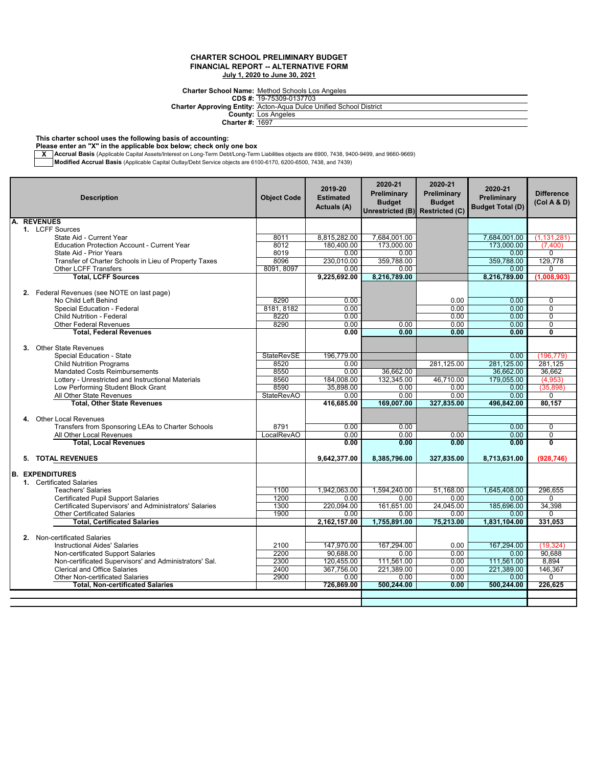# CHARTER SCHOOL PRELIMINARY BUDGET
## FINANCIAL REPORT -- ALTERNATIVE FORM
### July 1, 2020 to June 30, 2021

**Charter School Name:** Method Schools Los Angeles
**CDS #:** 19-75309-0137703
**Charter Approving Entity:** Acton-Aqua Dulce Unified School District
**County:** Los Angeles
**Charter #:** 1697

**This charter school uses the following basis of accounting:**
**Please enter an "X" in the applicable box below; check only one box**

| | |
|---|---|
| X | **Accrual Basis** (Applicable Capital Assets/Interest on Long-Term Debt/Long-Term Liabilities objects are 6900, 7438, 9400-9499, and 9660-9669) |
| | **Modified Accrual Basis** (Applicable Capital Outlay/Debt Service objects are 6100-6170, 6200-6500, 7438, and 7439) |

| Description | Object Code | 2019-20 Estimated Actuals (A) | 2020-21 Preliminary Budget Unrestricted (B) | 2020-21 Preliminary Budget Restricted (C) | 2020-21 Preliminary Budget Total (D) | Difference (Col A & D) |
|---|---|---|---|---|---|---|
| **A. REVENUES** | | | | | | |
| 1. LCFF Sources | | | | | | |
| State Aid - Current Year | 8011 | 8,815,282.00 | 7,684,001.00 | | 7,684,001.00 | (1,131,281) |
| Education Protection Account - Current Year | 8012 | 180,400.00 | 173,000.00 | | 173,000.00 | (7,400) |
| State Aid - Prior Years | 8019 | 0.00 | 0.00 | | 0.00 | 0 |
| Transfer of Charter Schools in Lieu of Property Taxes | 8096 | 230,010.00 | 359,788.00 | | 359,788.00 | 129,778 |
| Other LCFF Transfers | 8091, 8097 | 0.00 | 0.00 | | 0.00 | 0 |
| **Total, LCFF Sources** | | **9,225,692.00** | **8,216,789.00** | | **8,216,789.00** | **(1,008,903)** |
| 2. Federal Revenues (see NOTE on last page) | | | | | | |
| No Child Left Behind | 8290 | 0.00 | | 0.00 | 0.00 | 0 |
| Special Education - Federal | 8181, 8182 | 0.00 | | 0.00 | 0.00 | 0 |
| Child Nutrition - Federal | 8220 | 0.00 | | 0.00 | 0.00 | 0 |
| Other Federal Revenues | 8290 | 0.00 | 0.00 | 0.00 | 0.00 | 0 |
| **Total, Federal Revenues** | | **0.00** | **0.00** | **0.00** | **0.00** | **0** |
| 3. Other State Revenues | | | | | | |
| Special Education - State | StateRevSE | 196,779.00 | | | 0.00 | (196,779) |
| Child Nutrition Programs | 8520 | 0.00 | | 281,125.00 | 281,125.00 | 281,125 |
| Mandated Costs Reimbursements | 8550 | 0.00 | 36,662.00 | | 36,662.00 | 36,662 |
| Lottery - Unrestricted and Instructional Materials | 8560 | 184,008.00 | 132,345.00 | 46,710.00 | 179,055.00 | (4,953) |
| Low Performing Student Block Grant | 8590 | 35,898.00 | 0.00 | 0.00 | 0.00 | (35,898) |
| All Other State Revenues | StateRevAO | 0.00 | 0.00 | 0.00 | 0.00 | 0 |
| **Total, Other State Revenues** | | **416,685.00** | **169,007.00** | **327,835.00** | **496,842.00** | **80,157** |
| 4. Other Local Revenues | | | | | | |
| Transfers from Sponsoring LEAs to Charter Schools | 8791 | 0.00 | 0.00 | | 0.00 | 0 |
| All Other Local Revenues | LocalRevAO | 0.00 | 0.00 | 0.00 | 0.00 | 0 |
| **Total, Local Revenues** | | **0.00** | **0.00** | **0.00** | **0.00** | **0** |
| **5. TOTAL REVENUES** | | **9,642,377.00** | **8,385,796.00** | **327,835.00** | **8,713,631.00** | **(928,746)** |
| **B. EXPENDITURES** | | | | | | |
| 1. Certificated Salaries | | | | | | |
| Teachers' Salaries | 1100 | 1,942,063.00 | 1,594,240.00 | 51,168.00 | 1,645,408.00 | 296,655 |
| Certificated Pupil Support Salaries | 1200 | 0.00 | 0.00 | 0.00 | 0.00 | 0 |
| Certificated Supervisors' and Administrators' Salaries | 1300 | 220,094.00 | 161,651.00 | 24,045.00 | 185,696.00 | 34,398 |
| Other Certificated Salaries | 1900 | 0.00 | 0.00 | 0.00 | 0.00 | 0 |
| **Total, Certificated Salaries** | | **2,162,157.00** | **1,755,891.00** | **75,213.00** | **1,831,104.00** | **331,053** |
| 2. Non-certificated Salaries | | | | | | |
| Instructional Aides' Salaries | 2100 | 147,970.00 | 167,294.00 | 0.00 | 167,294.00 | (19,324) |
| Non-certificated Support Salaries | 2200 | 90,688.00 | 0.00 | 0.00 | 0.00 | 90,688 |
| Non-certificated Supervisors' and Administrators' Sal. | 2300 | 120,455.00 | 111,561.00 | 0.00 | 111,561.00 | 8,894 |
| Clerical and Office Salaries | 2400 | 367,756.00 | 221,389.00 | 0.00 | 221,389.00 | 146,367 |
| Other Non-certificated Salaries | 2900 | 0.00 | 0.00 | 0.00 | 0.00 | 0 |
| **Total, Non-certificated Salaries** | | **726,869.00** | **500,244.00** | **0.00** | **500,244.00** | **226,625** |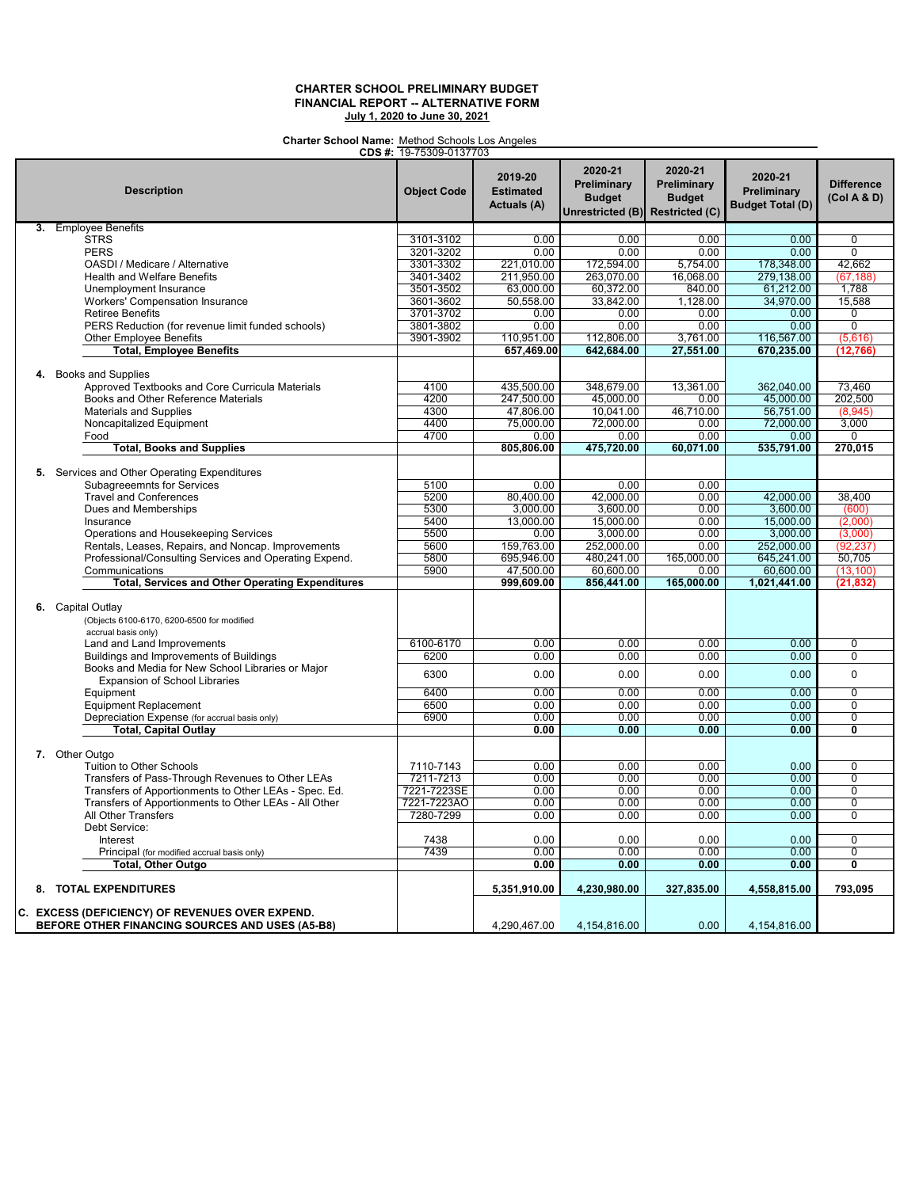**CHARTER SCHOOL PRELIMINARY BUDGET**
**FINANCIAL REPORT -- ALTERNATIVE FORM**
**July 1, 2020 to June 30, 2021**

**Charter School Name:** Method Schools Los Angeles
**CDS #:** 19-75309-0137703

| Description | Object Code | 2019-20 Estimated Actuals (A) | 2020-21 Preliminary Budget Unrestricted (B) | 2020-21 Preliminary Budget Restricted (C) | 2020-21 Preliminary Budget Total (D) | Difference (Col A & D) |
|---|---|---|---|---|---|---|
| **3.** Employee Benefits | | | | | | |
| STRS | 3101-3102 | 0.00 | 0.00 | 0.00 | 0.00 | 0 |
| PERS | 3201-3202 | 0.00 | 0.00 | 0.00 | 0.00 | 0 |
| OASDI / Medicare / Alternative | 3301-3302 | 221,010.00 | 172,594.00 | 5,754.00 | 178,348.00 | 42,662 |
| Health and Welfare Benefits | 3401-3402 | 211,950.00 | 263,070.00 | 16,068.00 | 279,138.00 | (67,188) |
| Unemployment Insurance | 3501-3502 | 63,000.00 | 60,372.00 | 840.00 | 61,212.00 | 1,788 |
| Workers' Compensation Insurance | 3601-3602 | 50,558.00 | 33,842.00 | 1,128.00 | 34,970.00 | 15,588 |
| Retiree Benefits | 3701-3702 | 0.00 | 0.00 | 0.00 | 0.00 | 0 |
| PERS Reduction (for revenue limit funded schools) | 3801-3802 | 0.00 | 0.00 | 0.00 | 0.00 | 0 |
| Other Employee Benefits | 3901-3902 | 110,951.00 | 112,806.00 | 3,761.00 | 116,567.00 | (5,616) |
| **Total, Employee Benefits** | | **657,469.00** | **642,684.00** | **27,551.00** | **670,235.00** | **(12,766)** |
| **4.** Books and Supplies | | | | | | |
| Approved Textbooks and Core Curricula Materials | 4100 | 435,500.00 | 348,679.00 | 13,361.00 | 362,040.00 | 73,460 |
| Books and Other Reference Materials | 4200 | 247,500.00 | 45,000.00 | 0.00 | 45,000.00 | 202,500 |
| Materials and Supplies | 4300 | 47,806.00 | 10,041.00 | 46,710.00 | 56,751.00 | (8,945) |
| Noncapitalized Equipment | 4400 | 75,000.00 | 72,000.00 | 0.00 | 72,000.00 | 3,000 |
| Food | 4700 | 0.00 | 0.00 | 0.00 | 0.00 | 0 |
| **Total, Books and Supplies** | | **805,806.00** | **475,720.00** | **60,071.00** | **535,791.00** | **270,015** |
| **5.** Services and Other Operating Expenditures | | | | | | |
| Subagreeemnts for Services | 5100 | 0.00 | 0.00 | 0.00 | | |
| Travel and Conferences | 5200 | 80,400.00 | 42,000.00 | 0.00 | 42,000.00 | 38,400 |
| Dues and Memberships | 5300 | 3,000.00 | 3,600.00 | 0.00 | 3,600.00 | (600) |
| Insurance | 5400 | 13,000.00 | 15,000.00 | 0.00 | 15,000.00 | (2,000) |
| Operations and Housekeeping Services | 5500 | 0.00 | 3,000.00 | 0.00 | 3,000.00 | (3,000) |
| Rentals, Leases, Repairs, and Noncap. Improvements | 5600 | 159,763.00 | 252,000.00 | 0.00 | 252,000.00 | (92,237) |
| Professional/Consulting Services and Operating Expend. | 5800 | 695,946.00 | 480,241.00 | 165,000.00 | 645,241.00 | 50,705 |
| Communications | 5900 | 47,500.00 | 60,600.00 | 0.00 | 60,600.00 | (13,100) |
| **Total, Services and Other Operating Expenditures** | | **999,609.00** | **856,441.00** | **165,000.00** | **1,021,441.00** | **(21,832)** |
| **6.** Capital Outlay (Objects 6100-6170, 6200-6500 for modified accrual basis only) | | | | | | |
| Land and Land Improvements | 6100-6170 | 0.00 | 0.00 | 0.00 | 0.00 | 0 |
| Buildings and Improvements of Buildings | 6200 | 0.00 | 0.00 | 0.00 | 0.00 | 0 |
| Books and Media for New School Libraries or Major Expansion of School Libraries | 6300 | 0.00 | 0.00 | 0.00 | 0.00 | 0 |
| Equipment | 6400 | 0.00 | 0.00 | 0.00 | 0.00 | 0 |
| Equipment Replacement | 6500 | 0.00 | 0.00 | 0.00 | 0.00 | 0 |
| Depreciation Expense (for accrual basis only) | 6900 | 0.00 | 0.00 | 0.00 | 0.00 | 0 |
| **Total, Capital Outlay** | | **0.00** | **0.00** | **0.00** | **0.00** | **0** |
| **7.** Other Outgo | | | | | | |
| Tuition to Other Schools | 7110-7143 | 0.00 | 0.00 | 0.00 | 0.00 | 0 |
| Transfers of Pass-Through Revenues to Other LEAs | 7211-7213 | 0.00 | 0.00 | 0.00 | 0.00 | 0 |
| Transfers of Apportionments to Other LEAs - Spec. Ed. | 7221-7223SE | 0.00 | 0.00 | 0.00 | 0.00 | 0 |
| Transfers of Apportionments to Other LEAs - All Other | 7221-7223AO | 0.00 | 0.00 | 0.00 | 0.00 | 0 |
| All Other Transfers | 7280-7299 | 0.00 | 0.00 | 0.00 | 0.00 | 0 |
| Debt Service: | | | | | | |
| Interest | 7438 | 0.00 | 0.00 | 0.00 | 0.00 | 0 |
| Principal (for modified accrual basis only) | 7439 | 0.00 | 0.00 | 0.00 | 0.00 | 0 |
| **Total, Other Outgo** | | **0.00** | **0.00** | **0.00** | **0.00** | **0** |
| **8. TOTAL EXPENDITURES** | | **5,351,910.00** | **4,230,980.00** | **327,835.00** | **4,558,815.00** | **793,095** |
| **C. EXCESS (DEFICIENCY) OF REVENUES OVER EXPEND. BEFORE OTHER FINANCING SOURCES AND USES (A5-B8)** | | 4,290,467.00 | 4,154,816.00 | 0.00 | 4,154,816.00 | |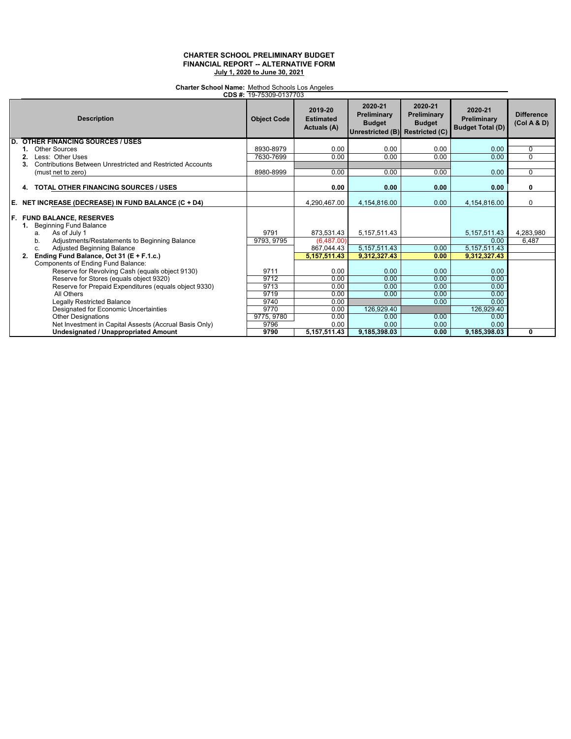**CHARTER SCHOOL PRELIMINARY BUDGET**
**FINANCIAL REPORT -- ALTERNATIVE FORM**
**July 1, 2020 to June 30, 2021**

**Charter School Name:** Method Schools Los Angeles
**CDS #:** 19-75309-0137703

| Description | Object Code | 2019-20 Estimated Actuals (A) | 2020-21 Preliminary Budget Unrestricted (B) | 2020-21 Preliminary Budget Restricted (C) | 2020-21 Preliminary Budget Total (D) | Difference (Col A & D) |
|---|---|---|---|---|---|---|
| **D. OTHER FINANCING SOURCES / USES** | | | | | | |
| 1. Other Sources | 8930-8979 | 0.00 | 0.00 | 0.00 | 0.00 | 0 |
| 2. Less: Other Uses | 7630-7699 | 0.00 | 0.00 | 0.00 | 0.00 | 0 |
| 3. Contributions Between Unrestricted and Restricted Accounts (must net to zero) | 8980-8999 | 0.00 | 0.00 | 0.00 | 0.00 | 0 |
| **4. TOTAL OTHER FINANCING SOURCES / USES** | | **0.00** | **0.00** | **0.00** | **0.00** | **0** |
| **E. NET INCREASE (DECREASE) IN FUND BALANCE (C + D4)** | | 4,290,467.00 | 4,154,816.00 | 0.00 | 4,154,816.00 | 0 |
| **F. FUND BALANCE, RESERVES** | | | | | | |
| 1. Beginning Fund Balance | | | | | | |
| a. As of July 1 | 9791 | 873,531.43 | 5,157,511.43 | | 5,157,511.43 | 4,283,980 |
| b. Adjustments/Restatements to Beginning Balance | 9793, 9795 | (6,487.00) | | | 0.00 | 6,487 |
| c. Adjusted Beginning Balance | | 867,044.43 | 5,157,511.43 | 0.00 | 5,157,511.43 | |
| **2. Ending Fund Balance, Oct 31 (E + F.1.c.)** | | **5,157,511.43** | **9,312,327.43** | **0.00** | **9,312,327.43** | |
| Components of Ending Fund Balance: | | | | | | |
| Reserve for Revolving Cash (equals object 9130) | 9711 | 0.00 | 0.00 | 0.00 | 0.00 | |
| Reserve for Stores (equals object 9320) | 9712 | 0.00 | 0.00 | 0.00 | 0.00 | |
| Reserve for Prepaid Expenditures (equals object 9330) | 9713 | 0.00 | 0.00 | 0.00 | 0.00 | |
| All Others | 9719 | 0.00 | 0.00 | 0.00 | 0.00 | |
| Legally Restricted Balance | 9740 | 0.00 | | 0.00 | 0.00 | |
| Designated for Economic Uncertainties | 9770 | 0.00 | 126,929.40 | | 126,929.40 | |
| Other Designations | 9775, 9780 | 0.00 | 0.00 | 0.00 | 0.00 | |
| Net Investment in Capital Assests (Accrual Basis Only) | 9796 | 0.00 | 0.00 | 0.00 | 0.00 | |
| **Undesignated / Unappropriated Amount** | **9790** | **5,157,511.43** | **9,185,398.03** | **0.00** | **9,185,398.03** | **0** |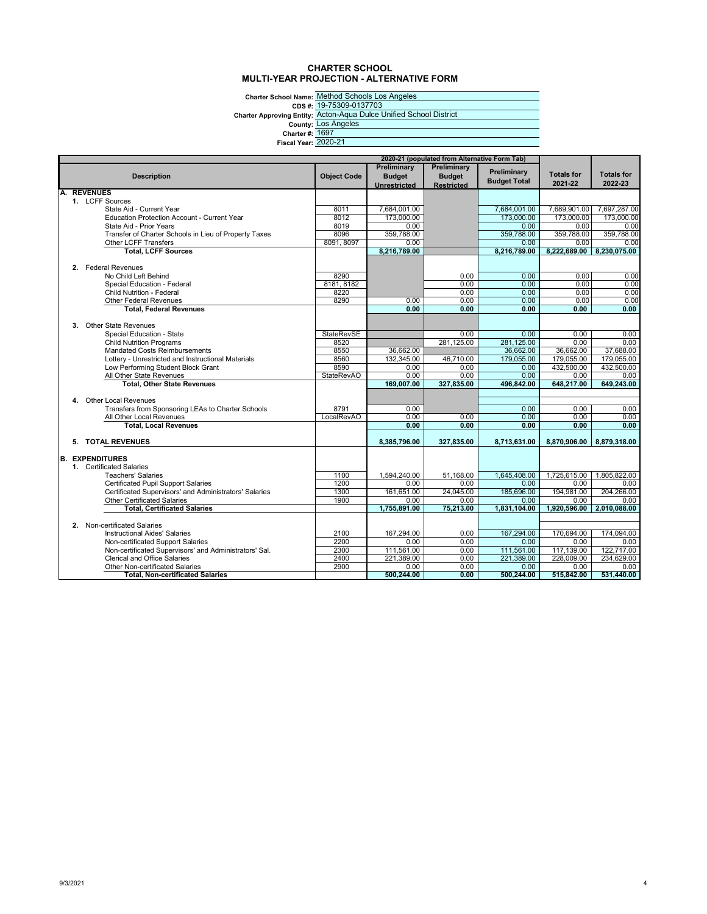# CHARTER SCHOOL
## MULTI-YEAR PROJECTION - ALTERNATIVE FORM

**Charter School Name:** Method Schools Los Angeles
**CDS #:** 19-75309-0137703
**Charter Approving Entity:** Acton-Aqua Dulce Unified School District
**County:** Los Angeles
**Charter #:** 1697
**Fiscal Year:** 2020-21

| Description | Object Code | 2020-21 (populated from Alternative Form Tab) Preliminary Budget Unrestricted | Preliminary Budget Restricted | Preliminary Budget Total | Totals for 2021-22 | Totals for 2022-23 |
|---|---|---|---|---|---|---|
| **A. REVENUES** | | | | | | |
| 1. LCFF Sources | | | | | | |
| State Aid - Current Year | 8011 | 7,684,001.00 | | 7,684,001.00 | 7,689,901.00 | 7,697,287.00 |
| Education Protection Account - Current Year | 8012 | 173,000.00 | | 173,000.00 | 173,000.00 | 173,000.00 |
| State Aid - Prior Years | 8019 | 0.00 | | 0.00 | 0.00 | 0.00 |
| Transfer of Charter Schools in Lieu of Property Taxes | 8096 | 359,788.00 | | 359,788.00 | 359,788.00 | 359,788.00 |
| Other LCFF Transfers | 8091, 8097 | 0.00 | | 0.00 | 0.00 | 0.00 |
| **Total, LCFF Sources** | | **8,216,789.00** | | **8,216,789.00** | **8,222,689.00** | **8,230,075.00** |
| 2. Federal Revenues | | | | | | |
| No Child Left Behind | 8290 | | 0.00 | 0.00 | 0.00 | 0.00 |
| Special Education - Federal | 8181, 8182 | | 0.00 | 0.00 | 0.00 | 0.00 |
| Child Nutrition - Federal | 8220 | | 0.00 | 0.00 | 0.00 | 0.00 |
| Other Federal Revenues | 8290 | 0.00 | 0.00 | 0.00 | 0.00 | 0.00 |
| **Total, Federal Revenues** | | **0.00** | **0.00** | **0.00** | **0.00** | **0.00** |
| 3. Other State Revenues | | | | | | |
| Special Education - State | StateRevSE | | 0.00 | 0.00 | 0.00 | 0.00 |
| Child Nutrition Programs | 8520 | | 281,125.00 | 281,125.00 | 0.00 | 0.00 |
| Mandated Costs Reimbursements | 8550 | 36,662.00 | | 36,662.00 | 36,662.00 | 37,688.00 |
| Lottery - Unrestricted and Instructional Materials | 8560 | 132,345.00 | 46,710.00 | 179,055.00 | 179,055.00 | 179,055.00 |
| Low Performing Student Block Grant | 8590 | 0.00 | 0.00 | 0.00 | 432,500.00 | 432,500.00 |
| All Other State Revenues | StateRevAO | 0.00 | 0.00 | 0.00 | 0.00 | 0.00 |
| **Total, Other State Revenues** | | **169,007.00** | **327,835.00** | **496,842.00** | **648,217.00** | **649,243.00** |
| 4. Other Local Revenues | | | | | | |
| Transfers from Sponsoring LEAs to Charter Schools | 8791 | 0.00 | | 0.00 | 0.00 | 0.00 |
| All Other Local Revenues | LocalRevAO | 0.00 | 0.00 | 0.00 | 0.00 | 0.00 |
| **Total, Local Revenues** | | **0.00** | **0.00** | **0.00** | **0.00** | **0.00** |
| **5. TOTAL REVENUES** | | **8,385,796.00** | **327,835.00** | **8,713,631.00** | **8,870,906.00** | **8,879,318.00** |
| **B. EXPENDITURES** | | | | | | |
| 1. Certificated Salaries | | | | | | |
| Teachers' Salaries | 1100 | 1,594,240.00 | 51,168.00 | 1,645,408.00 | 1,725,615.00 | 1,805,822.00 |
| Certificated Pupil Support Salaries | 1200 | 0.00 | 0.00 | 0.00 | 0.00 | 0.00 |
| Certificated Supervisors' and Administrators' Salaries | 1300 | 161,651.00 | 24,045.00 | 185,696.00 | 194,981.00 | 204,266.00 |
| Other Certificated Salaries | 1900 | 0.00 | 0.00 | 0.00 | 0.00 | 0.00 |
| **Total, Certificated Salaries** | | **1,755,891.00** | **75,213.00** | **1,831,104.00** | **1,920,596.00** | **2,010,088.00** |
| 2. Non-certificated Salaries | | | | | | |
| Instructional Aides' Salaries | 2100 | 167,294.00 | 0.00 | 167,294.00 | 170,694.00 | 174,094.00 |
| Non-certificated Support Salaries | 2200 | 0.00 | 0.00 | 0.00 | 0.00 | 0.00 |
| Non-certificated Supervisors' and Administrators' Sal. | 2300 | 111,561.00 | 0.00 | 111,561.00 | 117,139.00 | 122,717.00 |
| Clerical and Office Salaries | 2400 | 221,389.00 | 0.00 | 221,389.00 | 228,009.00 | 234,629.00 |
| Other Non-certificated Salaries | 2900 | 0.00 | 0.00 | 0.00 | 0.00 | 0.00 |
| **Total, Non-certificated Salaries** | | **500,244.00** | **0.00** | **500,244.00** | **515,842.00** | **531,440.00** |

9/3/2021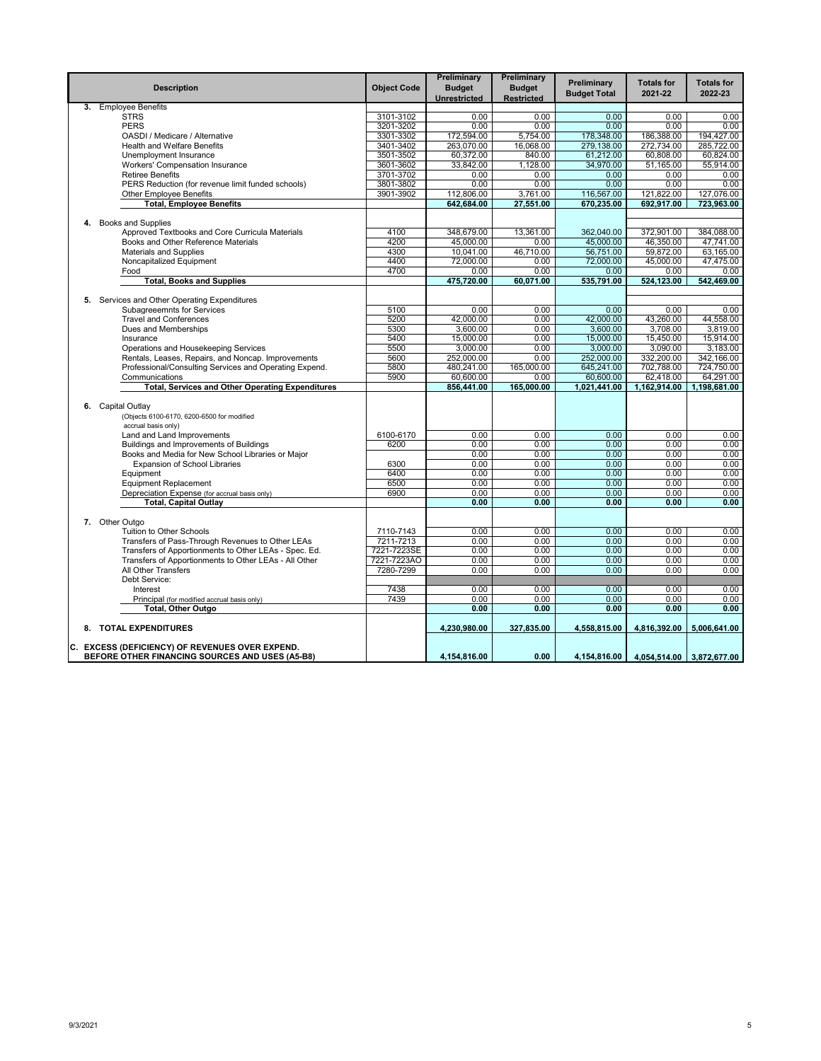| Description | Object Code | Preliminary Budget Unrestricted | Preliminary Budget Restricted | Preliminary Budget Total | Totals for 2021-22 | Totals for 2022-23 |
|---|---|---|---|---|---|---|
| **3.** Employee Benefits | | | | | | |
| STRS | 3101-3102 | 0.00 | 0.00 | 0.00 | 0.00 | 0.00 |
| PERS | 3201-3202 | 0.00 | 0.00 | 0.00 | 0.00 | 0.00 |
| OASDI / Medicare / Alternative | 3301-3302 | 172,594.00 | 5,754.00 | 178,348.00 | 186,388.00 | 194,427.00 |
| Health and Welfare Benefits | 3401-3402 | 263,070.00 | 16,068.00 | 279,138.00 | 272,734.00 | 285,722.00 |
| Unemployment Insurance | 3501-3502 | 60,372.00 | 840.00 | 61,212.00 | 60,808.00 | 60,824.00 |
| Workers' Compensation Insurance | 3601-3602 | 33,842.00 | 1,128.00 | 34,970.00 | 51,165.00 | 55,914.00 |
| Retiree Benefits | 3701-3702 | 0.00 | 0.00 | 0.00 | 0.00 | 0.00 |
| PERS Reduction (for revenue limit funded schools) | 3801-3802 | 0.00 | 0.00 | 0.00 | 0.00 | 0.00 |
| Other Employee Benefits | 3901-3902 | 112,806.00 | 3,761.00 | 116,567.00 | 121,822.00 | 127,076.00 |
| **Total, Employee Benefits** | | **642,684.00** | **27,551.00** | **670,235.00** | **692,917.00** | **723,963.00** |
| **4.** Books and Supplies | | | | | | |
| Approved Textbooks and Core Curricula Materials | 4100 | 348,679.00 | 13,361.00 | 362,040.00 | 372,901.00 | 384,088.00 |
| Books and Other Reference Materials | 4200 | 45,000.00 | 0.00 | 45,000.00 | 46,350.00 | 47,741.00 |
| Materials and Supplies | 4300 | 10,041.00 | 46,710.00 | 56,751.00 | 59,872.00 | 63,165.00 |
| Noncapitalized Equipment | 4400 | 72,000.00 | 0.00 | 72,000.00 | 45,000.00 | 47,475.00 |
| Food | 4700 | 0.00 | 0.00 | 0.00 | 0.00 | 0.00 |
| **Total, Books and Supplies** | | **475,720.00** | **60,071.00** | **535,791.00** | **524,123.00** | **542,469.00** |
| **5.** Services and Other Operating Expenditures | | | | | | |
| Subagreeemnts for Services | 5100 | 0.00 | 0.00 | 0.00 | 0.00 | 0.00 |
| Travel and Conferences | 5200 | 42,000.00 | 0.00 | 42,000.00 | 43,260.00 | 44,558.00 |
| Dues and Memberships | 5300 | 3,600.00 | 0.00 | 3,600.00 | 3,708.00 | 3,819.00 |
| Insurance | 5400 | 15,000.00 | 0.00 | 15,000.00 | 15,450.00 | 15,914.00 |
| Operations and Housekeeping Services | 5500 | 3,000.00 | 0.00 | 3,000.00 | 3,090.00 | 3,183.00 |
| Rentals, Leases, Repairs, and Noncap. Improvements | 5600 | 252,000.00 | 0.00 | 252,000.00 | 332,200.00 | 342,166.00 |
| Professional/Consulting Services and Operating Expend. | 5800 | 480,241.00 | 165,000.00 | 645,241.00 | 702,788.00 | 724,750.00 |
| Communications | 5900 | 60,600.00 | 0.00 | 60,600.00 | 62,418.00 | 64,291.00 |
| **Total, Services and Other Operating Expenditures** | | **856,441.00** | **165,000.00** | **1,021,441.00** | **1,162,914.00** | **1,198,681.00** |
| **6.** Capital Outlay (Objects 6100-6170, 6200-6500 for modified accrual basis only) | | | | | | |
| Land and Land Improvements | 6100-6170 | 0.00 | 0.00 | 0.00 | 0.00 | 0.00 |
| Buildings and Improvements of Buildings | 6200 | 0.00 | 0.00 | 0.00 | 0.00 | 0.00 |
| Books and Media for New School Libraries or Major | | 0.00 | 0.00 | 0.00 | 0.00 | 0.00 |
| Expansion of School Libraries | 6300 | 0.00 | 0.00 | 0.00 | 0.00 | 0.00 |
| Equipment | 6400 | 0.00 | 0.00 | 0.00 | 0.00 | 0.00 |
| Equipment Replacement | 6500 | 0.00 | 0.00 | 0.00 | 0.00 | 0.00 |
| Depreciation Expense (for accrual basis only) | 6900 | 0.00 | 0.00 | 0.00 | 0.00 | 0.00 |
| **Total, Capital Outlay** | | **0.00** | **0.00** | **0.00** | **0.00** | **0.00** |
| **7.** Other Outgo | | | | | | |
| Tuition to Other Schools | 7110-7143 | 0.00 | 0.00 | 0.00 | 0.00 | 0.00 |
| Transfers of Pass-Through Revenues to Other LEAs | 7211-7213 | 0.00 | 0.00 | 0.00 | 0.00 | 0.00 |
| Transfers of Apportionments to Other LEAs - Spec. Ed. | 7221-7223SE | 0.00 | 0.00 | 0.00 | 0.00 | 0.00 |
| Transfers of Apportionments to Other LEAs - All Other | 7221-7223AO | 0.00 | 0.00 | 0.00 | 0.00 | 0.00 |
| All Other Transfers | 7280-7299 | 0.00 | 0.00 | 0.00 | 0.00 | 0.00 |
| Debt Service: | | | | | | |
| Interest | 7438 | 0.00 | 0.00 | 0.00 | 0.00 | 0.00 |
| Principal (for modified accrual basis only) | 7439 | 0.00 | 0.00 | 0.00 | 0.00 | 0.00 |
| **Total, Other Outgo** | | **0.00** | **0.00** | **0.00** | **0.00** | **0.00** |
| **8. TOTAL EXPENDITURES** | | **4,230,980.00** | **327,835.00** | **4,558,815.00** | **4,816,392.00** | **5,006,641.00** |
| **C. EXCESS (DEFICIENCY) OF REVENUES OVER EXPEND. BEFORE OTHER FINANCING SOURCES AND USES (A5-B8)** | | **4,154,816.00** | **0.00** | **4,154,816.00** | **4,054,514.00** | **3,872,677.00** |

9/3/2021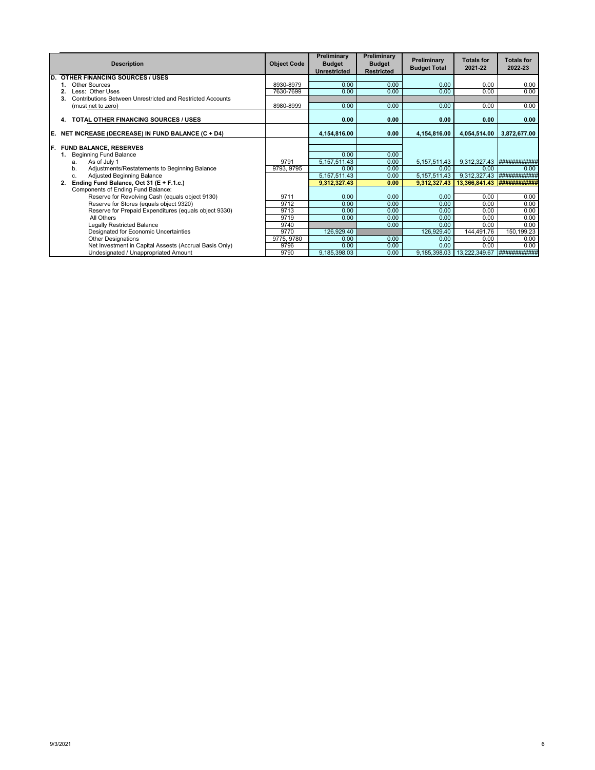| Description | Object Code | Preliminary Budget Unrestricted | Preliminary Budget Restricted | Preliminary Budget Total | Totals for 2021-22 | Totals for 2022-23 |
|---|---|---|---|---|---|---|
| **D. OTHER FINANCING SOURCES / USES** | | | | | | |
| 1. Other Sources | 8930-8979 | 0.00 | 0.00 | 0.00 | 0.00 | 0.00 |
| 2. Less: Other Uses | 7630-7699 | 0.00 | 0.00 | 0.00 | 0.00 | 0.00 |
| 3. Contributions Between Unrestricted and Restricted Accounts | | | | | | |
| (must net to zero) | 8980-8999 | 0.00 | 0.00 | 0.00 | 0.00 | 0.00 |
| **4. TOTAL OTHER FINANCING SOURCES / USES** | | **0.00** | **0.00** | **0.00** | **0.00** | **0.00** |
| **E. NET INCREASE (DECREASE) IN FUND BALANCE (C + D4)** | | **4,154,816.00** | **0.00** | **4,154,816.00** | **4,054,514.00** | **3,872,677.00** |
| **F. FUND BALANCE, RESERVES** | | | | | | |
| 1. Beginning Fund Balance | | 0.00 | 0.00 | | | |
| a. As of July 1 | 9791 | 5,157,511.43 | 0.00 | 5,157,511.43 | 9,312,327.43 | ############ |
| b. Adjustments/Restatements to Beginning Balance | 9793, 9795 | 0.00 | 0.00 | 0.00 | 0.00 | 0.00 |
| c. Adjusted Beginning Balance | | 5,157,511.43 | 0.00 | 5,157,511.43 | 9,312,327.43 | ############ |
| **2. Ending Fund Balance, Oct 31 (E + F.1.c.)** | | **9,312,327.43** | **0.00** | **9,312,327.43** | **13,366,841.43** | **############** |
| Components of Ending Fund Balance: | | | | | | |
| Reserve for Revolving Cash (equals object 9130) | 9711 | 0.00 | 0.00 | 0.00 | 0.00 | 0.00 |
| Reserve for Stores (equals object 9320) | 9712 | 0.00 | 0.00 | 0.00 | 0.00 | 0.00 |
| Reserve for Prepaid Expenditures (equals object 9330) | 9713 | 0.00 | 0.00 | 0.00 | 0.00 | 0.00 |
| All Others | 9719 | 0.00 | 0.00 | 0.00 | 0.00 | 0.00 |
| Legally Restricted Balance | 9740 | | 0.00 | 0.00 | 0.00 | 0.00 |
| Designated for Economic Uncertainties | 9770 | 126,929.40 | | 126,929.40 | 144,491.76 | 150,199.23 |
| Other Designations | 9775, 9780 | 0.00 | 0.00 | 0.00 | 0.00 | 0.00 |
| Net Investment in Capital Assests (Accrual Basis Only) | 9796 | 0.00 | 0.00 | 0.00 | 0.00 | 0.00 |
| Undesignated / Unappropriated Amount | 9790 | 9,185,398.03 | 0.00 | 9,185,398.03 | 13,222,349.67 | ############ |

9/3/2021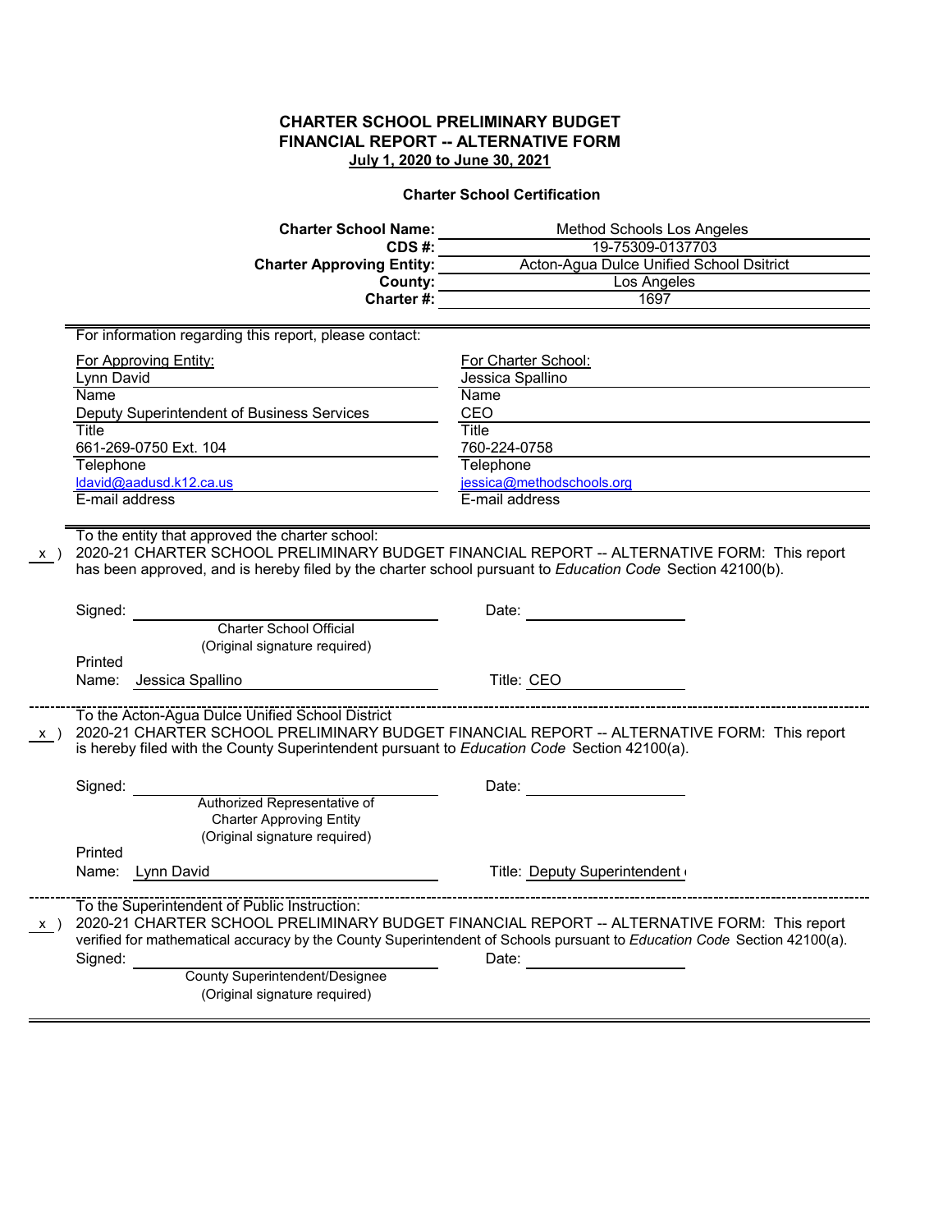**CHARTER SCHOOL PRELIMINARY BUDGET**
**FINANCIAL REPORT -- ALTERNATIVE FORM**
**July 1, 2020 to June 30, 2021**

**Charter School Certification**

| | |
|---|---|
| **Charter School Name:** | Method Schools Los Angeles |
| **CDS #:** | 19-75309-0137703 |
| **Charter Approving Entity:** | Acton-Agua Dulce Unified School Dsitrict |
| **County:** | Los Angeles |
| **Charter #:** | 1697 |

For information regarding this report, please contact:

| For Approving Entity: | For Charter School: |
|---|---|
| Lynn David | Jessica Spallino |
| Name | Name |
| Deputy Superintendent of Business Services | CEO |
| Title | Title |
| 661-269-0750 Ext. 104 | 760-224-0758 |
| Telephone | Telephone |
| ldavid@aadusd.k12.ca.us | jessica@methodschools.org |
| E-mail address | E-mail address |

To the entity that approved the charter school:

x ) 2020-21 CHARTER SCHOOL PRELIMINARY BUDGET FINANCIAL REPORT -- ALTERNATIVE FORM: This report has been approved, and is hereby filed by the charter school pursuant to *Education Code* Section 42100(b).

Signed: ______________________ Date: ______________
Charter School Official
(Original signature required)

Printed Name: Jessica Spallino Title: CEO

To the Acton-Agua Dulce Unified School District

x ) 2020-21 CHARTER SCHOOL PRELIMINARY BUDGET FINANCIAL REPORT -- ALTERNATIVE FORM: This report is hereby filed with the County Superintendent pursuant to *Education Code* Section 42100(a).

Signed: ______________________ Date: ______________
Authorized Representative of
Charter Approving Entity
(Original signature required)

Printed Name: Lynn David Title: Deputy Superintendent (

To the Superintendent of Public Instruction:

x ) 2020-21 CHARTER SCHOOL PRELIMINARY BUDGET FINANCIAL REPORT -- ALTERNATIVE FORM: This report verified for mathematical accuracy by the County Superintendent of Schools pursuant to *Education Code* Section 42100(a).

Signed: ______________________ Date: ______________
County Superintendent/Designee
(Original signature required)